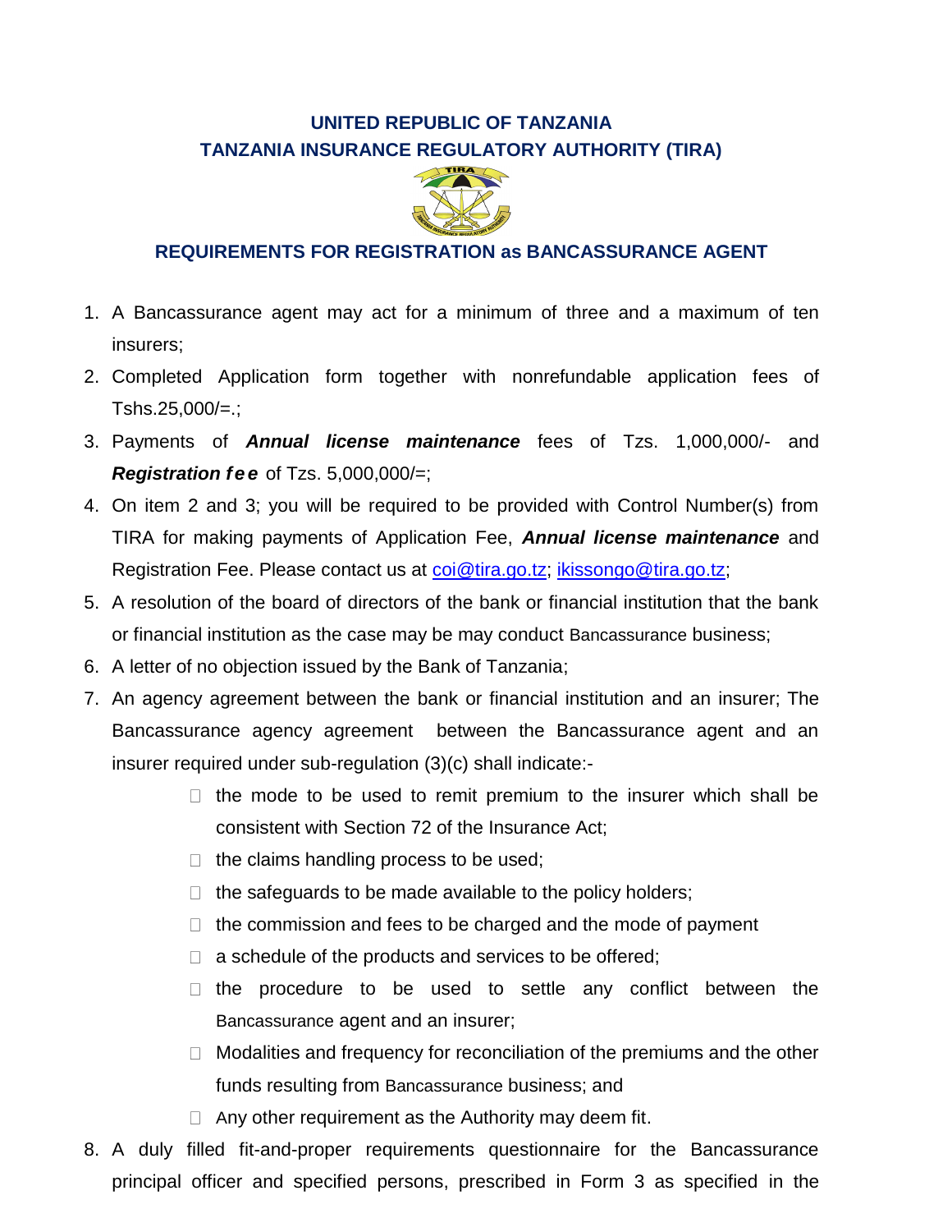**UNITED REPUBLIC OF TANZANIA**
**TANZANIA INSURANCE REGULATORY AUTHORITY (TIRA)**

## REQUIREMENTS FOR REGISTRATION as BANCASSURANCE AGENT

1. A Bancassurance agent may act for a minimum of three and a maximum of ten insurers;
2. Completed Application form together with nonrefundable application fees of Tshs.25,000/=.;
3. Payments of ***Annual license maintenance*** fees of Tzs. 1,000,000/- and ***Registration fee*** of Tzs. 5,000,000/=;
4. On item 2 and 3; you will be required to be provided with Control Number(s) from TIRA for making payments of Application Fee, ***Annual license maintenance*** and Registration Fee. Please contact us at coi@tira.go.tz; ikissongo@tira.go.tz;
5. A resolution of the board of directors of the bank or financial institution that the bank or financial institution as the case may be may conduct Bancassurance business;
6. A letter of no objection issued by the Bank of Tanzania;
7. An agency agreement between the bank or financial institution and an insurer; The Bancassurance agency agreement between the Bancassurance agent and an insurer required under sub-regulation (3)(c) shall indicate:-
   - the mode to be used to remit premium to the insurer which shall be consistent with Section 72 of the Insurance Act;
   - the claims handling process to be used;
   - the safeguards to be made available to the policy holders;
   - the commission and fees to be charged and the mode of payment
   - a schedule of the products and services to be offered;
   - the procedure to be used to settle any conflict between the Bancassurance agent and an insurer;
   - Modalities and frequency for reconciliation of the premiums and the other funds resulting from Bancassurance business; and
   - Any other requirement as the Authority may deem fit.
8. A duly filled fit-and-proper requirements questionnaire for the Bancassurance principal officer and specified persons, prescribed in Form 3 as specified in the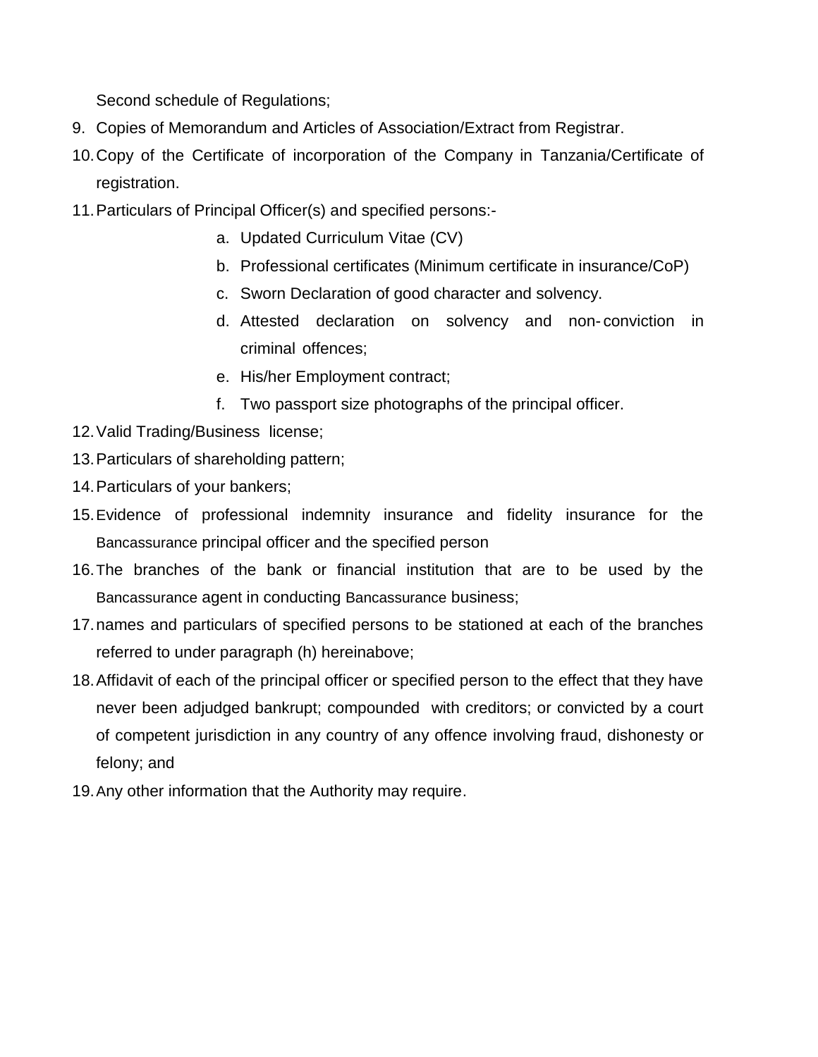Second schedule of Regulations;

9. Copies of Memorandum and Articles of Association/Extract from Registrar.
10. Copy of the Certificate of incorporation of the Company in Tanzania/Certificate of registration.
11. Particulars of Principal Officer(s) and specified persons:-
    a. Updated Curriculum Vitae (CV)
    b. Professional certificates (Minimum certificate in insurance/CoP)
    c. Sworn Declaration of good character and solvency.
    d. Attested declaration on solvency and non- conviction in criminal offences;
    e. His/her Employment contract;
    f. Two passport size photographs of the principal officer.
12. Valid Trading/Business license;
13. Particulars of shareholding pattern;
14. Particulars of your bankers;
15. Evidence of professional indemnity insurance and fidelity insurance for the Bancassurance principal officer and the specified person
16. The branches of the bank or financial institution that are to be used by the Bancassurance agent in conducting Bancassurance business;
17. names and particulars of specified persons to be stationed at each of the branches referred to under paragraph (h) hereinabove;
18. Affidavit of each of the principal officer or specified person to the effect that they have never been adjudged bankrupt; compounded with creditors; or convicted by a court of competent jurisdiction in any country of any offence involving fraud, dishonesty or felony; and
19. Any other information that the Authority may require.